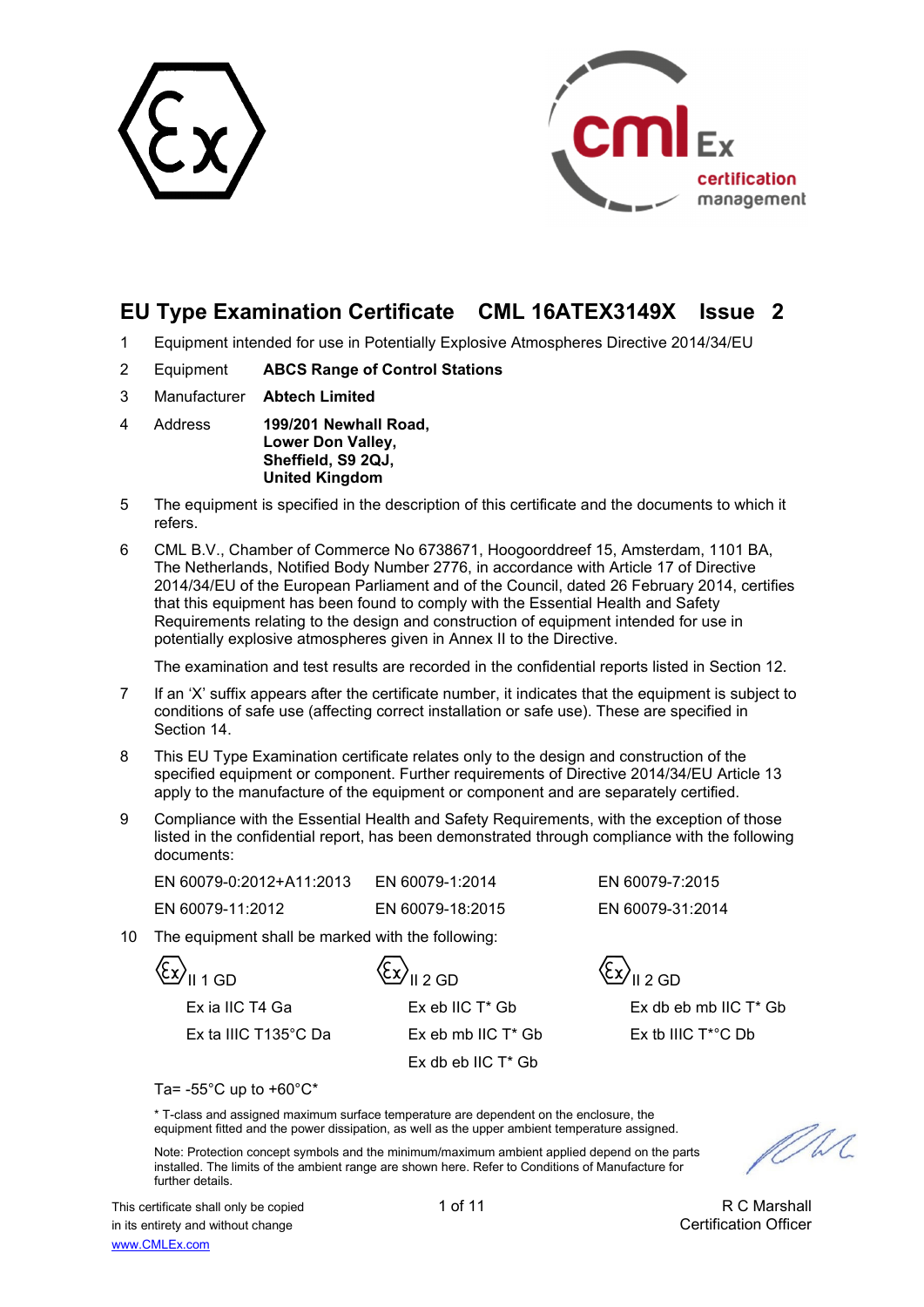# EU Type Examination Certificate CML 16ATEX3149X Issue 2

1 Equipment intended for use in Potentially Explosive Atmospheres Directive 2014/34/EU

2 Equipment **ABCS Range of Control Stations**

3 Manufacturer **Abtech Limited**

4 Address **199/201 Newhall Road,**
**Lower Don Valley,**
**Sheffield, S9 2QJ,**
**United Kingdom**

5 The equipment is specified in the description of this certificate and the documents to which it refers.

6 CML B.V., Chamber of Commerce No 6738671, Hoogoorddreef 15, Amsterdam, 1101 BA, The Netherlands, Notified Body Number 2776, in accordance with Article 17 of Directive 2014/34/EU of the European Parliament and of the Council, dated 26 February 2014, certifies that this equipment has been found to comply with the Essential Health and Safety Requirements relating to the design and construction of equipment intended for use in potentially explosive atmospheres given in Annex II to the Directive.

The examination and test results are recorded in the confidential reports listed in Section 12.

7 If an 'X' suffix appears after the certificate number, it indicates that the equipment is subject to conditions of safe use (affecting correct installation or safe use). These are specified in Section 14.

8 This EU Type Examination certificate relates only to the design and construction of the specified equipment or component. Further requirements of Directive 2014/34/EU Article 13 apply to the manufacture of the equipment or component and are separately certified.

9 Compliance with the Essential Health and Safety Requirements, with the exception of those listed in the confidential report, has been demonstrated through compliance with the following documents:

| | | |
|---|---|---|
| EN 60079-0:2012+A11:2013 | EN 60079-1:2014 | EN 60079-7:2015 |
| EN 60079-11:2012 | EN 60079-18:2015 | EN 60079-31:2014 |

10 The equipment shall be marked with the following:

| | | |
|---|---|---|
| Ex II 1 GD | Ex II 2 GD | Ex II 2 GD |
| Ex ia IIC T4 Ga | Ex eb IIC T* Gb | Ex db eb mb IIC T* Gb |
| Ex ta IIIC T135°C Da | Ex eb mb IIC T* Gb | Ex tb IIIC T*°C Db |
| | Ex db eb IIC T* Gb | |

Ta= -55°C up to +60°C*

\* T-class and assigned maximum surface temperature are dependent on the enclosure, the equipment fitted and the power dissipation, as well as the upper ambient temperature assigned.

Note: Protection concept symbols and the minimum/maximum ambient applied depend on the parts installed. The limits of the ambient range are shown here. Refer to Conditions of Manufacture for further details.

R C Marshall
Certification Officer

This certificate shall only be copied in its entirety and without change
www.CMLEx.com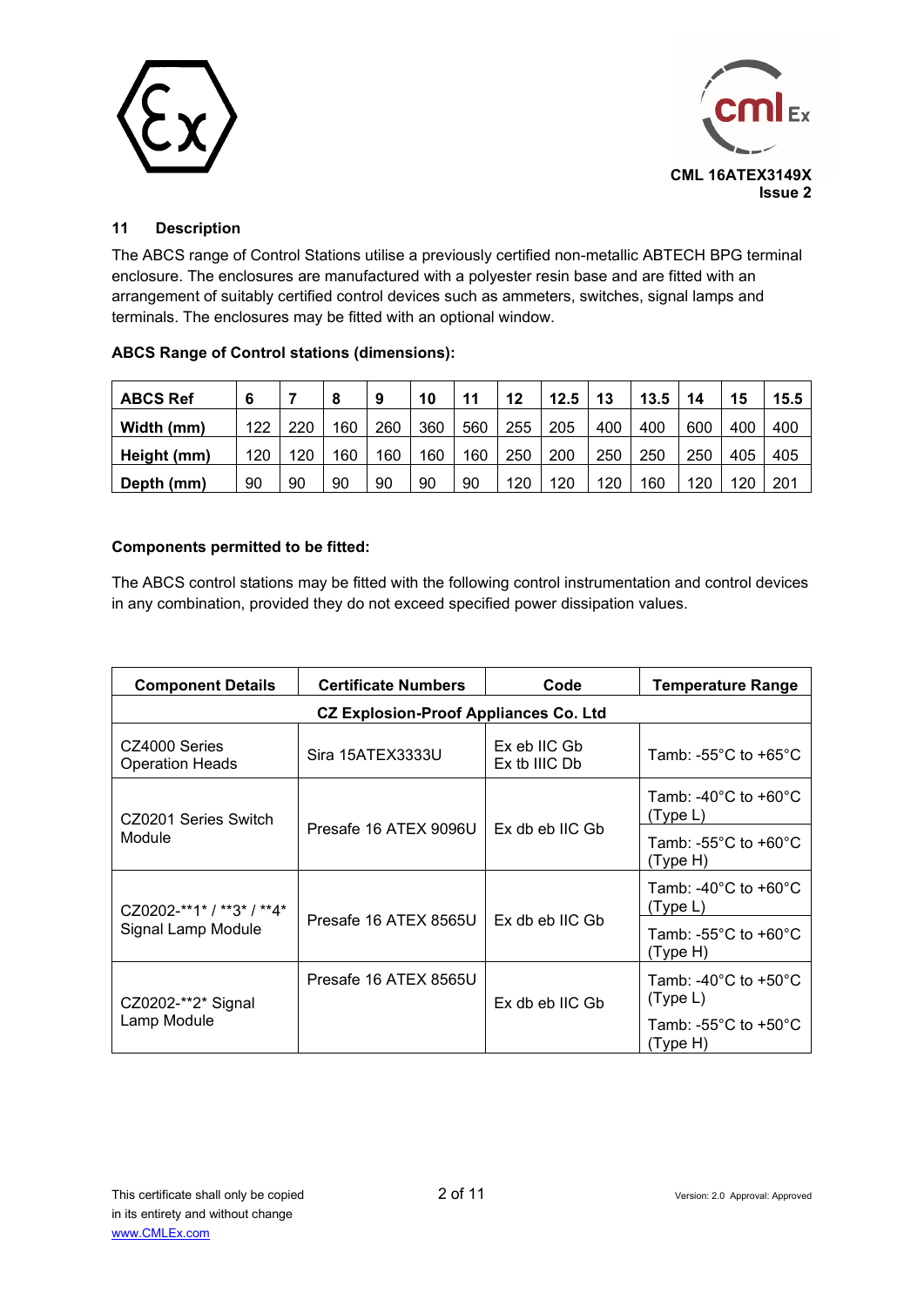## 11 Description

The ABCS range of Control Stations utilise a previously certified non-metallic ABTECH BPG terminal enclosure. The enclosures are manufactured with a polyester resin base and are fitted with an arrangement of suitably certified control devices such as ammeters, switches, signal lamps and terminals. The enclosures may be fitted with an optional window.

**ABCS Range of Control stations (dimensions):**

| ABCS Ref | 6 | 7 | 8 | 9 | 10 | 11 | 12 | 12.5 | 13 | 13.5 | 14 | 15 | 15.5 |
|---|---|---|---|---|---|---|---|---|---|---|---|---|---|
| Width (mm) | 122 | 220 | 160 | 260 | 360 | 560 | 255 | 205 | 400 | 400 | 600 | 400 | 400 |
| Height (mm) | 120 | 120 | 160 | 160 | 160 | 160 | 250 | 200 | 250 | 250 | 250 | 405 | 405 |
| Depth (mm) | 90 | 90 | 90 | 90 | 90 | 90 | 120 | 120 | 120 | 160 | 120 | 120 | 201 |

**Components permitted to be fitted:**

The ABCS control stations may be fitted with the following control instrumentation and control devices in any combination, provided they do not exceed specified power dissipation values.

| Component Details | Certificate Numbers | Code | Temperature Range |
|---|---|---|---|
| **CZ Explosion-Proof Appliances Co. Ltd** | | | |
| CZ4000 Series Operation Heads | Sira 15ATEX3333U | Ex eb IIC Gb<br>Ex tb IIIC Db | Tamb: -55°C to +65°C |
| CZ0201 Series Switch Module | Presafe 16 ATEX 9096U | Ex db eb IIC Gb | Tamb: -40°C to +60°C (Type L) |
| | | | Tamb: -55°C to +60°C (Type H) |
| CZ0202-**1* / **3* / **4* Signal Lamp Module | Presafe 16 ATEX 8565U | Ex db eb IIC Gb | Tamb: -40°C to +60°C (Type L) |
| | | | Tamb: -55°C to +60°C (Type H) |
| CZ0202-**2* Signal Lamp Module | Presafe 16 ATEX 8565U | Ex db eb IIC Gb | Tamb: -40°C to +50°C (Type L) |
| | | | Tamb: -55°C to +50°C (Type H) |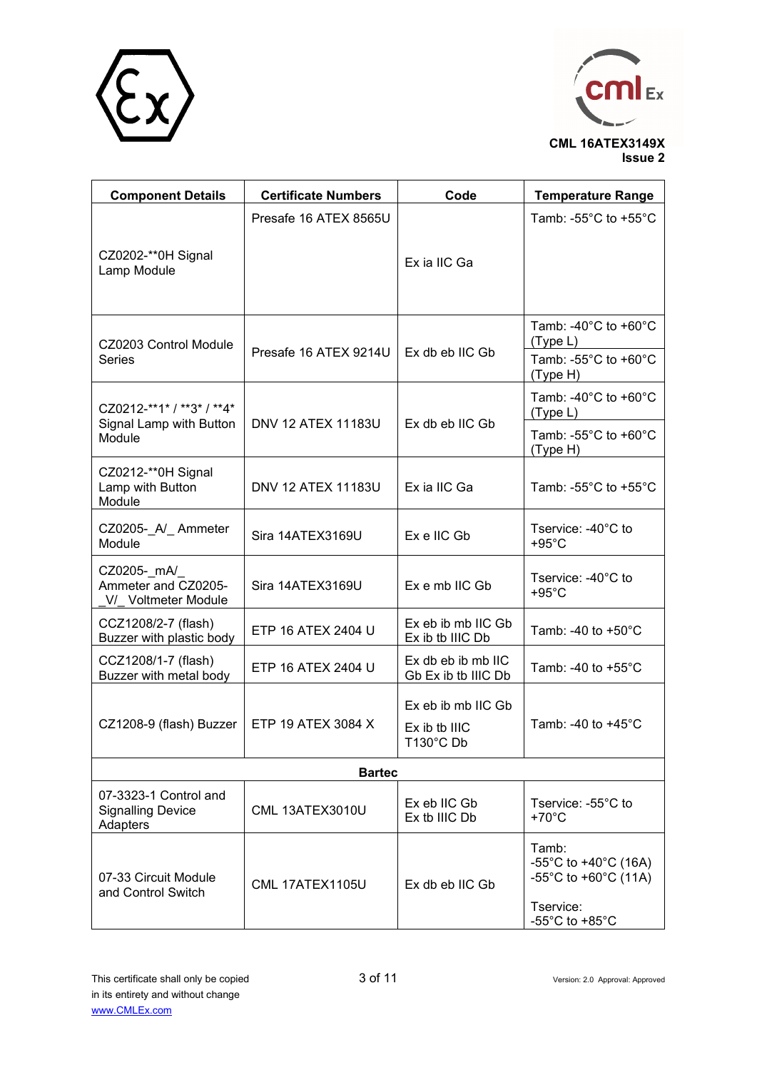CML 16ATEX3149X
Issue 2

| Component Details | Certificate Numbers | Code | Temperature Range |
|---|---|---|---|
| CZ0202-**0H Signal Lamp Module | Presafe 16 ATEX 8565U | Ex ia IIC Ga | Tamb: -55°C to +55°C |
| CZ0203 Control Module Series | Presafe 16 ATEX 9214U | Ex db eb IIC Gb | Tamb: -40°C to +60°C (Type L)<br>Tamb: -55°C to +60°C (Type H) |
| CZ0212-**1* / **3* / **4* Signal Lamp with Button Module | DNV 12 ATEX 11183U | Ex db eb IIC Gb | Tamb: -40°C to +60°C (Type L)<br>Tamb: -55°C to +60°C (Type H) |
| CZ0212-**0H Signal Lamp with Button Module | DNV 12 ATEX 11183U | Ex ia IIC Ga | Tamb: -55°C to +55°C |
| CZ0205-_A/_ Ammeter Module | Sira 14ATEX3169U | Ex e IIC Gb | Tservice: -40°C to +95°C |
| CZ0205-_mA/_ Ammeter and CZ0205-_V/_ Voltmeter Module | Sira 14ATEX3169U | Ex e mb IIC Gb | Tservice: -40°C to +95°C |
| CCZ1208/2-7 (flash) Buzzer with plastic body | ETP 16 ATEX 2404 U | Ex eb ib mb IIC Gb Ex ib tb IIIC Db | Tamb: -40 to +50°C |
| CCZ1208/1-7 (flash) Buzzer with metal body | ETP 16 ATEX 2404 U | Ex db eb ib mb IIC Gb Ex ib tb IIIC Db | Tamb: -40 to +55°C |
| CZ1208-9 (flash) Buzzer | ETP 19 ATEX 3084 X | Ex eb ib mb IIC Gb<br>Ex ib tb IIIC T130°C Db | Tamb: -40 to +45°C |
| **Bartec** | | | |
| 07-3323-1 Control and Signalling Device Adapters | CML 13ATEX3010U | Ex eb IIC Gb<br>Ex tb IIIC Db | Tservice: -55°C to +70°C |
| 07-33 Circuit Module and Control Switch | CML 17ATEX1105U | Ex db eb IIC Gb | Tamb:<br>-55°C to +40°C (16A)<br>-55°C to +60°C (11A)<br>Tservice:<br>-55°C to +85°C |

This certificate shall only be copied in its entirety and without change
www.CMLEx.com

Version: 2.0 Approval: Approved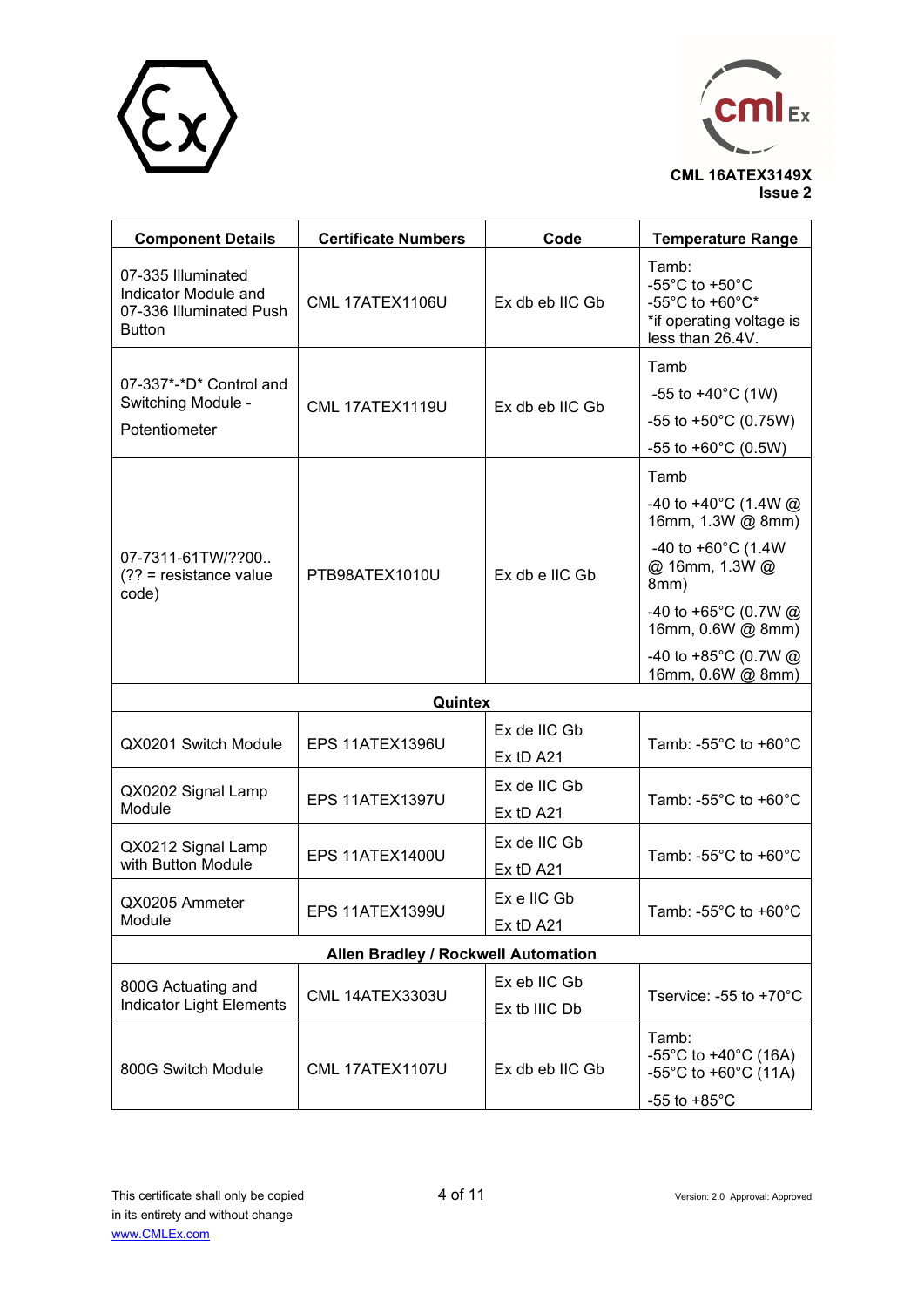**CML 16ATEX3149X**
**Issue 2**

| Component Details | Certificate Numbers | Code | Temperature Range |
|---|---|---|---|
| 07-335 Illuminated Indicator Module and 07-336 Illuminated Push Button | CML 17ATEX1106U | Ex db eb IIC Gb | Tamb:<br>-55°C to +50°C<br>-55°C to +60°C*<br>*if operating voltage is less than 26.4V. |
| 07-337*-*D* Control and Switching Module - Potentiometer | CML 17ATEX1119U | Ex db eb IIC Gb | Tamb<br>-55 to +40°C (1W)<br>-55 to +50°C (0.75W)<br>-55 to +60°C (0.5W) |
| 07-7311-61TW/??00..<br>(?? = resistance value code) | PTB98ATEX1010U | Ex db e IIC Gb | Tamb<br>-40 to +40°C (1.4W @ 16mm, 1.3W @ 8mm)<br>-40 to +60°C (1.4W @ 16mm, 1.3W @ 8mm)<br>-40 to +65°C (0.7W @ 16mm, 0.6W @ 8mm)<br>-40 to +85°C (0.7W @ 16mm, 0.6W @ 8mm) |
| **Quintex** | | | |
| QX0201 Switch Module | EPS 11ATEX1396U | Ex de IIC Gb<br>Ex tD A21 | Tamb: -55°C to +60°C |
| QX0202 Signal Lamp Module | EPS 11ATEX1397U | Ex de IIC Gb<br>Ex tD A21 | Tamb: -55°C to +60°C |
| QX0212 Signal Lamp with Button Module | EPS 11ATEX1400U | Ex de IIC Gb<br>Ex tD A21 | Tamb: -55°C to +60°C |
| QX0205 Ammeter Module | EPS 11ATEX1399U | Ex e IIC Gb<br>Ex tD A21 | Tamb: -55°C to +60°C |
| **Allen Bradley / Rockwell Automation** | | | |
| 800G Actuating and Indicator Light Elements | CML 14ATEX3303U | Ex eb IIC Gb<br>Ex tb IIIC Db | Tservice: -55 to +70°C |
| 800G Switch Module | CML 17ATEX1107U | Ex db eb IIC Gb | Tamb:<br>-55°C to +40°C (16A)<br>-55°C to +60°C (11A)<br>-55 to +85°C |

This certificate shall only be copied in its entirety and without change
www.CMLEx.com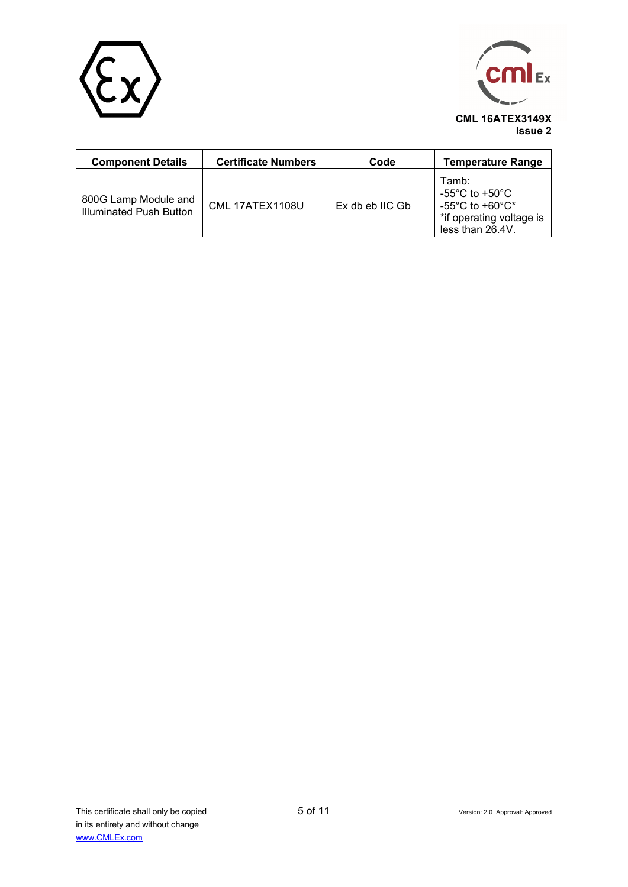**CML 16ATEX3149X**
**Issue 2**

| Component Details | Certificate Numbers | Code | Temperature Range |
|---|---|---|---|
| 800G Lamp Module and Illuminated Push Button | CML 17ATEX1108U | Ex db eb IIC Gb | Tamb:<br>-55°C to +50°C<br>-55°C to +60°C*<br>*if operating voltage is less than 26.4V. |

This certificate shall only be copied in its entirety and without change
www.CMLEx.com

Version: 2.0 Approval: Approved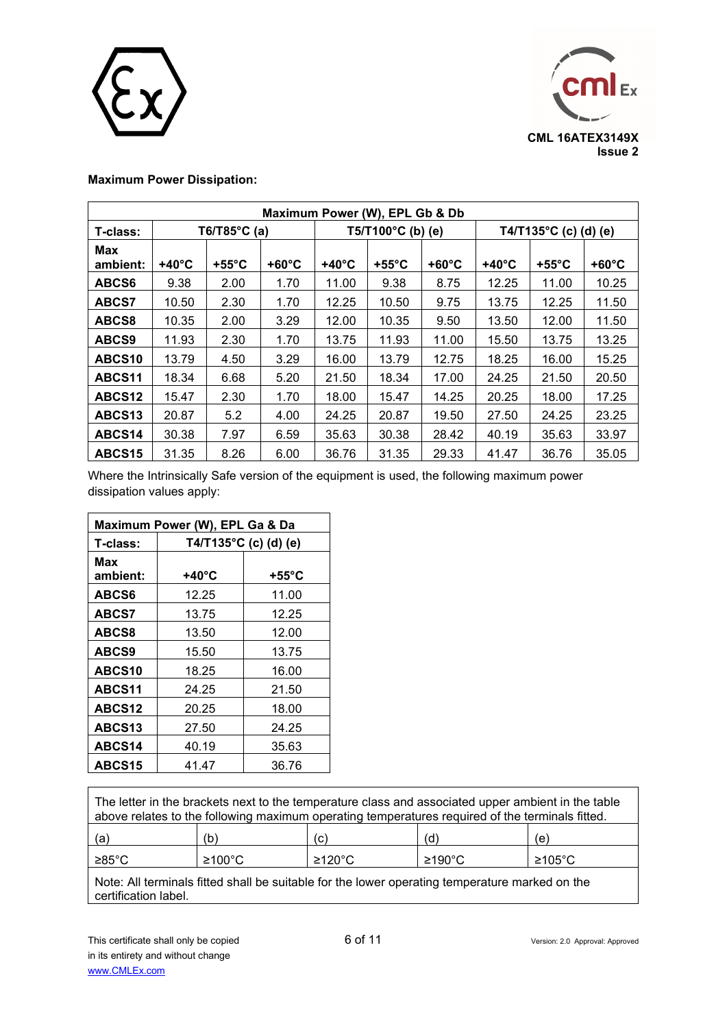**Maximum Power Dissipation:**

| Maximum Power (W), EPL Gb & Db | | | | | | | | | |
|---|---|---|---|---|---|---|---|---|---|
| **T-class:** | **T6/T85°C (a)** | | | **T5/T100°C (b) (e)** | | | **T4/T135°C (c) (d) (e)** | | |
| **Max ambient:** | **+40°C** | **+55°C** | **+60°C** | **+40°C** | **+55°C** | **+60°C** | **+40°C** | **+55°C** | **+60°C** |
| **ABCS6** | 9.38 | 2.00 | 1.70 | 11.00 | 9.38 | 8.75 | 12.25 | 11.00 | 10.25 |
| **ABCS7** | 10.50 | 2.30 | 1.70 | 12.25 | 10.50 | 9.75 | 13.75 | 12.25 | 11.50 |
| **ABCS8** | 10.35 | 2.00 | 3.29 | 12.00 | 10.35 | 9.50 | 13.50 | 12.00 | 11.50 |
| **ABCS9** | 11.93 | 2.30 | 1.70 | 13.75 | 11.93 | 11.00 | 15.50 | 13.75 | 13.25 |
| **ABCS10** | 13.79 | 4.50 | 3.29 | 16.00 | 13.79 | 12.75 | 18.25 | 16.00 | 15.25 |
| **ABCS11** | 18.34 | 6.68 | 5.20 | 21.50 | 18.34 | 17.00 | 24.25 | 21.50 | 20.50 |
| **ABCS12** | 15.47 | 2.30 | 1.70 | 18.00 | 15.47 | 14.25 | 20.25 | 18.00 | 17.25 |
| **ABCS13** | 20.87 | 5.2 | 4.00 | 24.25 | 20.87 | 19.50 | 27.50 | 24.25 | 23.25 |
| **ABCS14** | 30.38 | 7.97 | 6.59 | 35.63 | 30.38 | 28.42 | 40.19 | 35.63 | 33.97 |
| **ABCS15** | 31.35 | 8.26 | 6.00 | 36.76 | 31.35 | 29.33 | 41.47 | 36.76 | 35.05 |

Where the Intrinsically Safe version of the equipment is used, the following maximum power dissipation values apply:

| Maximum Power (W), EPL Ga & Da | | |
|---|---|---|
| **T-class:** | **T4/T135°C (c) (d) (e)** | |
| **Max ambient:** | **+40°C** | **+55°C** |
| **ABCS6** | 12.25 | 11.00 |
| **ABCS7** | 13.75 | 12.25 |
| **ABCS8** | 13.50 | 12.00 |
| **ABCS9** | 15.50 | 13.75 |
| **ABCS10** | 18.25 | 16.00 |
| **ABCS11** | 24.25 | 21.50 |
| **ABCS12** | 20.25 | 18.00 |
| **ABCS13** | 27.50 | 24.25 |
| **ABCS14** | 40.19 | 35.63 |
| **ABCS15** | 41.47 | 36.76 |

| The letter in the brackets next to the temperature class and associated upper ambient in the table above relates to the following maximum operating temperatures required of the terminals fitted. | | | | |
|---|---|---|---|---|
| (a) | (b) | (c) | (d) | (e) |
| ≥85°C | ≥100°C | ≥120°C | ≥190°C | ≥105°C |
| Note: All terminals fitted shall be suitable for the lower operating temperature marked on the certification label. | | | | |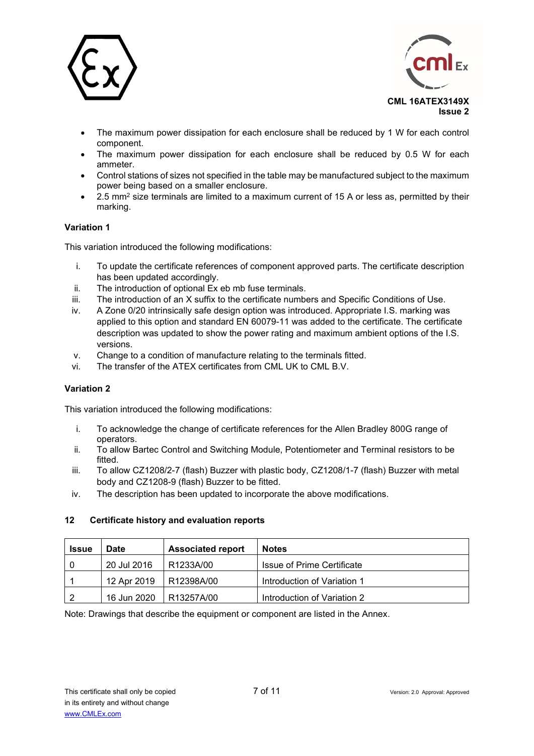- The maximum power dissipation for each enclosure shall be reduced by 1 W for each control component.
- The maximum power dissipation for each enclosure shall be reduced by 0.5 W for each ammeter.
- Control stations of sizes not specified in the table may be manufactured subject to the maximum power being based on a smaller enclosure.
- 2.5 $mm^2$ size terminals are limited to a maximum current of 15 A or less as, permitted by their marking.

**Variation 1**

This variation introduced the following modifications:

i. To update the certificate references of component approved parts. The certificate description has been updated accordingly.
ii. The introduction of optional Ex eb mb fuse terminals.
iii. The introduction of an X suffix to the certificate numbers and Specific Conditions of Use.
iv. A Zone 0/20 intrinsically safe design option was introduced. Appropriate I.S. marking was applied to this option and standard EN 60079-11 was added to the certificate. The certificate description was updated to show the power rating and maximum ambient options of the I.S. versions.
v. Change to a condition of manufacture relating to the terminals fitted.
vi. The transfer of the ATEX certificates from CML UK to CML B.V.

**Variation 2**

This variation introduced the following modifications:

i. To acknowledge the change of certificate references for the Allen Bradley 800G range of operators.
ii. To allow Bartec Control and Switching Module, Potentiometer and Terminal resistors to be fitted.
iii. To allow CZ1208/2-7 (flash) Buzzer with plastic body, CZ1208/1-7 (flash) Buzzer with metal body and CZ1208-9 (flash) Buzzer to be fitted.
iv. The description has been updated to incorporate the above modifications.

## 12 Certificate history and evaluation reports

| Issue | Date | Associated report | Notes |
|---|---|---|---|
| 0 | 20 Jul 2016 | R1233A/00 | Issue of Prime Certificate |
| 1 | 12 Apr 2019 | R12398A/00 | Introduction of Variation 1 |
| 2 | 16 Jun 2020 | R13257A/00 | Introduction of Variation 2 |

Note: Drawings that describe the equipment or component are listed in the Annex.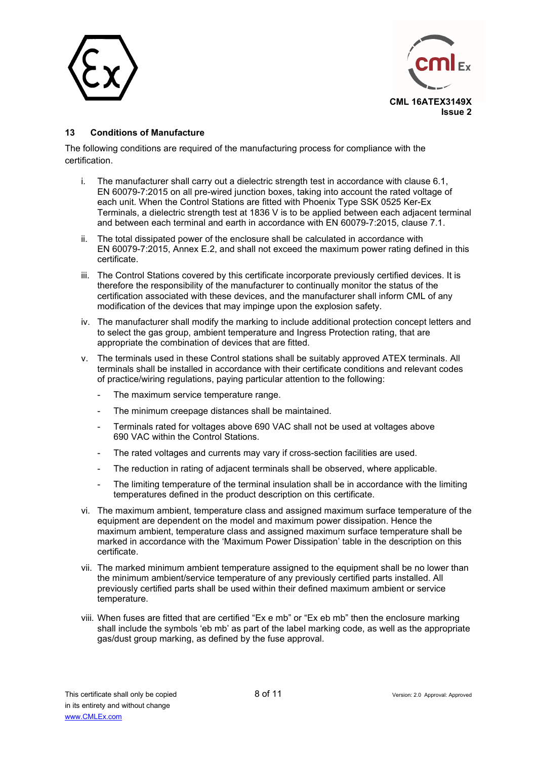## 13 Conditions of Manufacture

The following conditions are required of the manufacturing process for compliance with the certification.

i. The manufacturer shall carry out a dielectric strength test in accordance with clause 6.1, EN 60079-7:2015 on all pre-wired junction boxes, taking into account the rated voltage of each unit. When the Control Stations are fitted with Phoenix Type SSK 0525 Ker-Ex Terminals, a dielectric strength test at 1836 V is to be applied between each adjacent terminal and between each terminal and earth in accordance with EN 60079-7:2015, clause 7.1.

ii. The total dissipated power of the enclosure shall be calculated in accordance with EN 60079-7:2015, Annex E.2, and shall not exceed the maximum power rating defined in this certificate.

iii. The Control Stations covered by this certificate incorporate previously certified devices. It is therefore the responsibility of the manufacturer to continually monitor the status of the certification associated with these devices, and the manufacturer shall inform CML of any modification of the devices that may impinge upon the explosion safety.

iv. The manufacturer shall modify the marking to include additional protection concept letters and to select the gas group, ambient temperature and Ingress Protection rating, that are appropriate the combination of devices that are fitted.

v. The terminals used in these Control stations shall be suitably approved ATEX terminals. All terminals shall be installed in accordance with their certificate conditions and relevant codes of practice/wiring regulations, paying particular attention to the following:

   - The maximum service temperature range.
   - The minimum creepage distances shall be maintained.
   - Terminals rated for voltages above 690 VAC shall not be used at voltages above 690 VAC within the Control Stations.
   - The rated voltages and currents may vary if cross-section facilities are used.
   - The reduction in rating of adjacent terminals shall be observed, where applicable.
   - The limiting temperature of the terminal insulation shall be in accordance with the limiting temperatures defined in the product description on this certificate.

vi. The maximum ambient, temperature class and assigned maximum surface temperature of the equipment are dependent on the model and maximum power dissipation. Hence the maximum ambient, temperature class and assigned maximum surface temperature shall be marked in accordance with the 'Maximum Power Dissipation' table in the description on this certificate.

vii. The marked minimum ambient temperature assigned to the equipment shall be no lower than the minimum ambient/service temperature of any previously certified parts installed. All previously certified parts shall be used within their defined maximum ambient or service temperature.

viii. When fuses are fitted that are certified "Ex e mb" or "Ex eb mb" then the enclosure marking shall include the symbols 'eb mb' as part of the label marking code, as well as the appropriate gas/dust group marking, as defined by the fuse approval.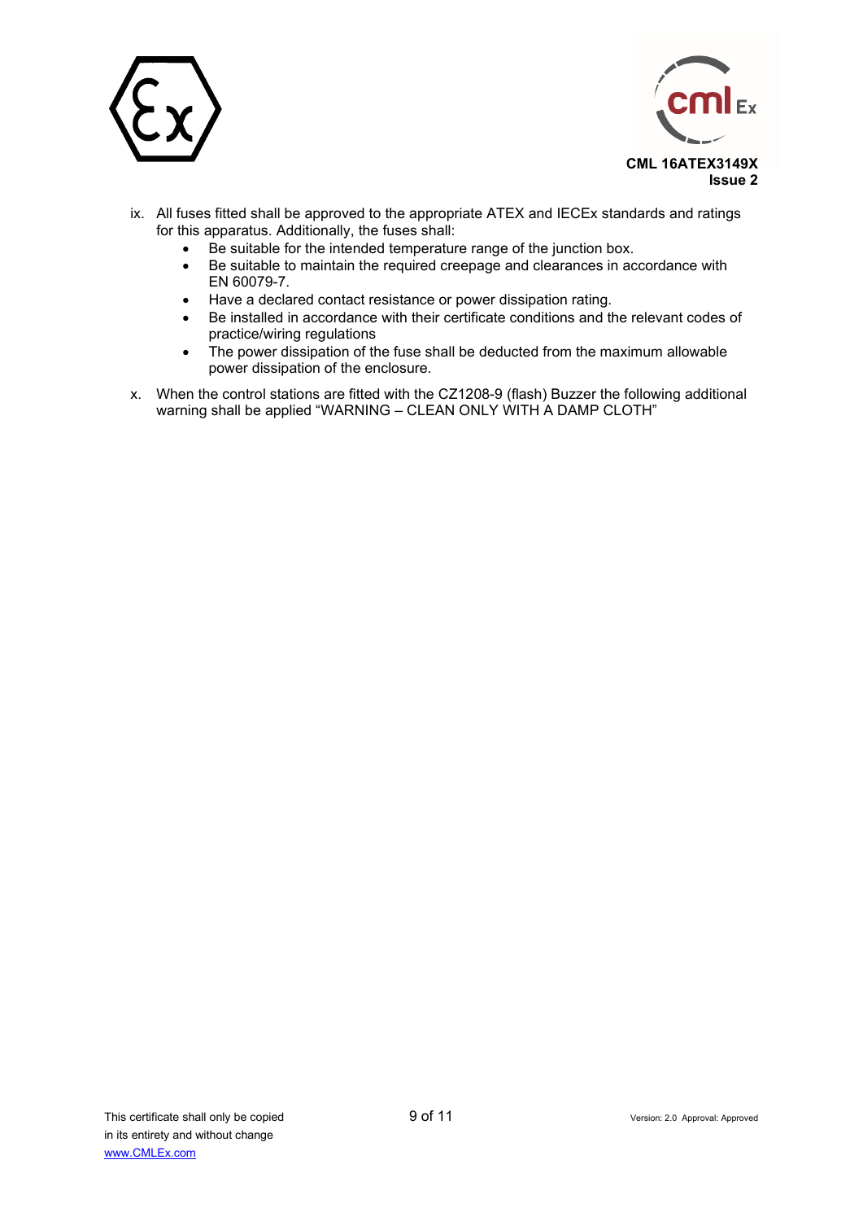ix. All fuses fitted shall be approved to the appropriate ATEX and IECEx standards and ratings for this apparatus. Additionally, the fuses shall:
    - Be suitable for the intended temperature range of the junction box.
    - Be suitable to maintain the required creepage and clearances in accordance with EN 60079-7.
    - Have a declared contact resistance or power dissipation rating.
    - Be installed in accordance with their certificate conditions and the relevant codes of practice/wiring regulations
    - The power dissipation of the fuse shall be deducted from the maximum allowable power dissipation of the enclosure.

x. When the control stations are fitted with the CZ1208-9 (flash) Buzzer the following additional warning shall be applied “WARNING – CLEAN ONLY WITH A DAMP CLOTH”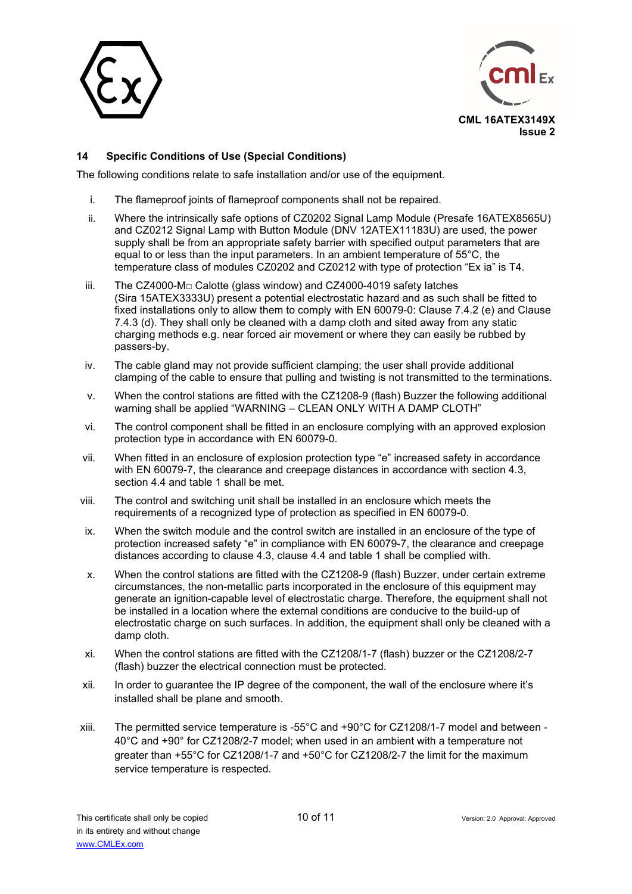## 14 Specific Conditions of Use (Special Conditions)

The following conditions relate to safe installation and/or use of the equipment.

i. The flameproof joints of flameproof components shall not be repaired.

ii. Where the intrinsically safe options of CZ0202 Signal Lamp Module (Presafe 16ATEX8565U) and CZ0212 Signal Lamp with Button Module (DNV 12ATEX11183U) are used, the power supply shall be from an appropriate safety barrier with specified output parameters that are equal to or less than the input parameters. In an ambient temperature of 55°C, the temperature class of modules CZ0202 and CZ0212 with type of protection “Ex ia” is T4.

iii. The CZ4000-M□ Calotte (glass window) and CZ4000-4019 safety latches (Sira 15ATEX3333U) present a potential electrostatic hazard and as such shall be fitted to fixed installations only to allow them to comply with EN 60079-0: Clause 7.4.2 (e) and Clause 7.4.3 (d). They shall only be cleaned with a damp cloth and sited away from any static charging methods e.g. near forced air movement or where they can easily be rubbed by passers-by.

iv. The cable gland may not provide sufficient clamping; the user shall provide additional clamping of the cable to ensure that pulling and twisting is not transmitted to the terminations.

v. When the control stations are fitted with the CZ1208-9 (flash) Buzzer the following additional warning shall be applied “WARNING – CLEAN ONLY WITH A DAMP CLOTH”

vi. The control component shall be fitted in an enclosure complying with an approved explosion protection type in accordance with EN 60079-0.

vii. When fitted in an enclosure of explosion protection type “e” increased safety in accordance with EN 60079-7, the clearance and creepage distances in accordance with section 4.3, section 4.4 and table 1 shall be met.

viii. The control and switching unit shall be installed in an enclosure which meets the requirements of a recognized type of protection as specified in EN 60079-0.

ix. When the switch module and the control switch are installed in an enclosure of the type of protection increased safety “e” in compliance with EN 60079-7, the clearance and creepage distances according to clause 4.3, clause 4.4 and table 1 shall be complied with.

x. When the control stations are fitted with the CZ1208-9 (flash) Buzzer, under certain extreme circumstances, the non-metallic parts incorporated in the enclosure of this equipment may generate an ignition-capable level of electrostatic charge. Therefore, the equipment shall not be installed in a location where the external conditions are conducive to the build-up of electrostatic charge on such surfaces. In addition, the equipment shall only be cleaned with a damp cloth.

xi. When the control stations are fitted with the CZ1208/1-7 (flash) buzzer or the CZ1208/2-7 (flash) buzzer the electrical connection must be protected.

xii. In order to guarantee the IP degree of the component, the wall of the enclosure where it’s installed shall be plane and smooth.

xiii. The permitted service temperature is -55°C and +90°C for CZ1208/1-7 model and between -40°C and +90° for CZ1208/2-7 model; when used in an ambient with a temperature not greater than +55°C for CZ1208/1-7 and +50°C for CZ1208/2-7 the limit for the maximum service temperature is respected.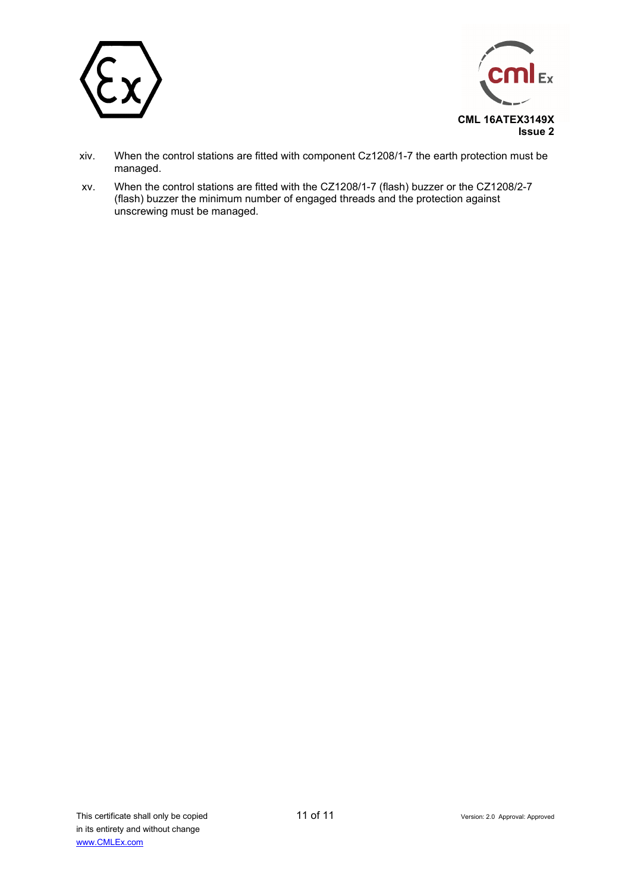xiv. When the control stations are fitted with component Cz1208/1-7 the earth protection must be managed.

xv. When the control stations are fitted with the CZ1208/1-7 (flash) buzzer or the CZ1208/2-7 (flash) buzzer the minimum number of engaged threads and the protection against unscrewing must be managed.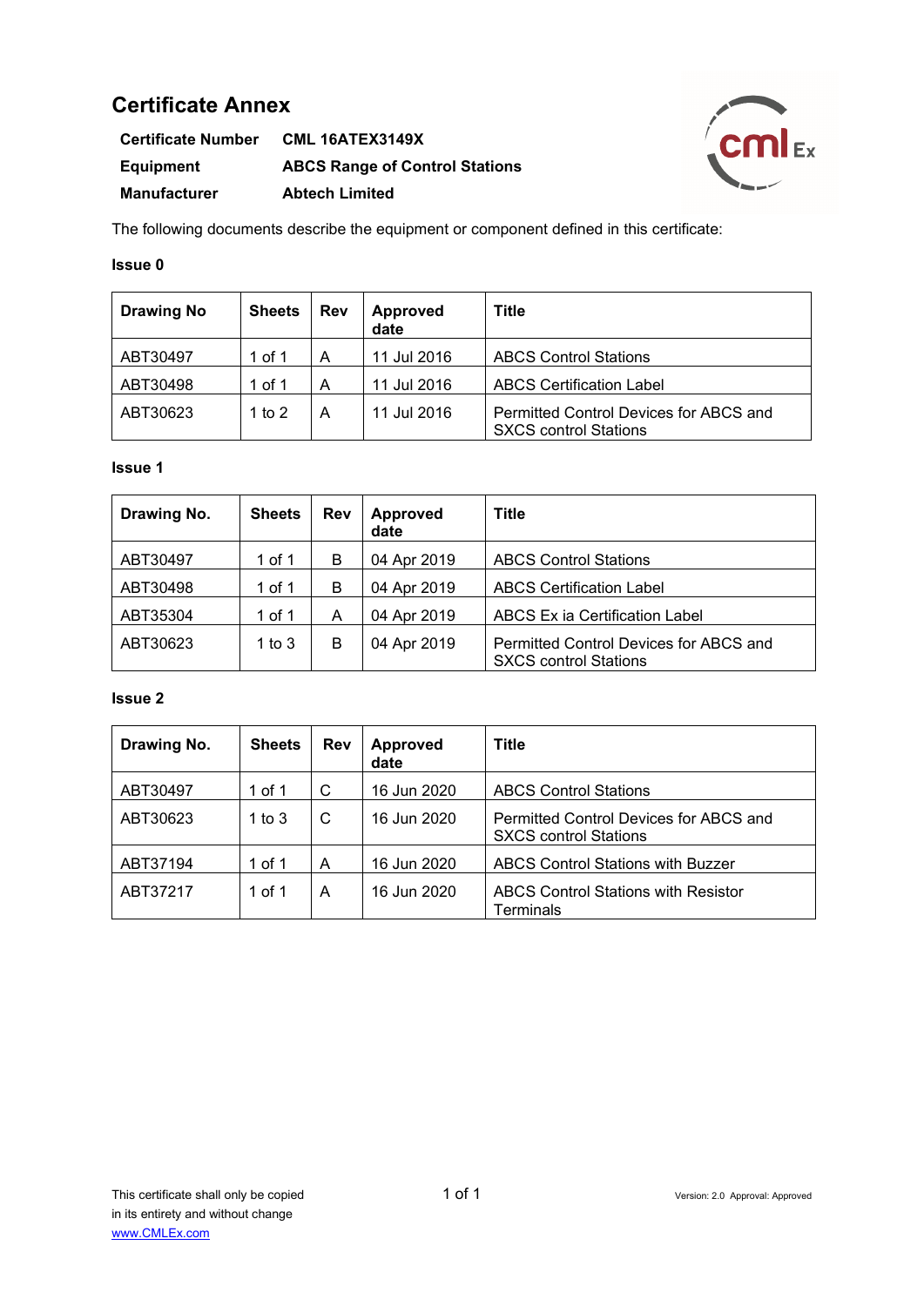# Certificate Annex

| | |
|---|---|
| **Certificate Number** | **CML 16ATEX3149X** |
| **Equipment** | **ABCS Range of Control Stations** |
| **Manufacturer** | **Abtech Limited** |

The following documents describe the equipment or component defined in this certificate:

**Issue 0**

| Drawing No | Sheets | Rev | Approved date | Title |
|---|---|---|---|---|
| ABT30497 | 1 of 1 | A | 11 Jul 2016 | ABCS Control Stations |
| ABT30498 | 1 of 1 | A | 11 Jul 2016 | ABCS Certification Label |
| ABT30623 | 1 to 2 | A | 11 Jul 2016 | Permitted Control Devices for ABCS and SXCS control Stations |

**Issue 1**

| Drawing No. | Sheets | Rev | Approved date | Title |
|---|---|---|---|---|
| ABT30497 | 1 of 1 | B | 04 Apr 2019 | ABCS Control Stations |
| ABT30498 | 1 of 1 | B | 04 Apr 2019 | ABCS Certification Label |
| ABT35304 | 1 of 1 | A | 04 Apr 2019 | ABCS Ex ia Certification Label |
| ABT30623 | 1 to 3 | B | 04 Apr 2019 | Permitted Control Devices for ABCS and SXCS control Stations |

**Issue 2**

| Drawing No. | Sheets | Rev | Approved date | Title |
|---|---|---|---|---|
| ABT30497 | 1 of 1 | C | 16 Jun 2020 | ABCS Control Stations |
| ABT30623 | 1 to 3 | C | 16 Jun 2020 | Permitted Control Devices for ABCS and SXCS control Stations |
| ABT37194 | 1 of 1 | A | 16 Jun 2020 | ABCS Control Stations with Buzzer |
| ABT37217 | 1 of 1 | A | 16 Jun 2020 | ABCS Control Stations with Resistor Terminals |

This certificate shall only be copied in its entirety and without change
www.CMLEx.com

Version: 2.0 Approval: Approved